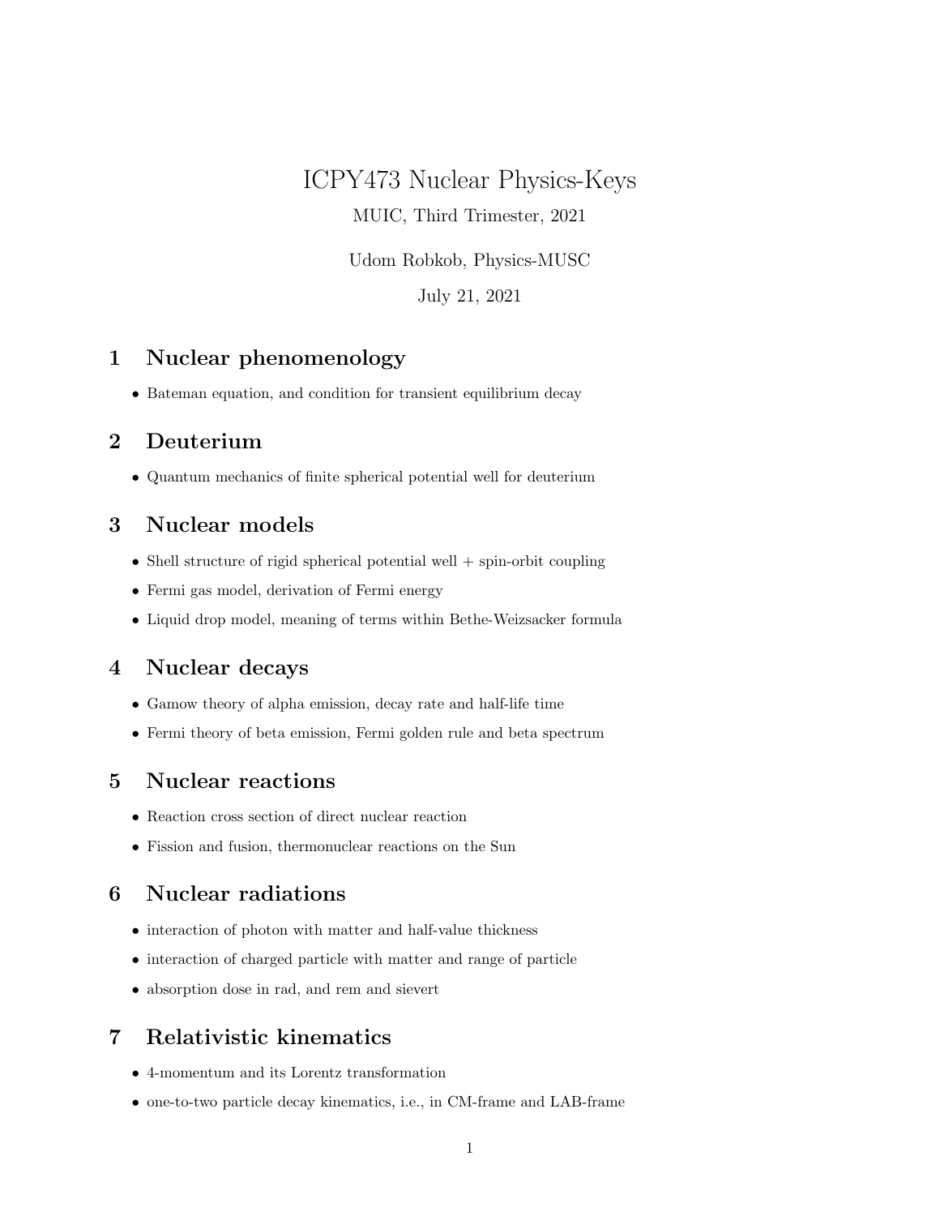# ICPY473 Nuclear Physics-Keys

MUIC, Third Trimester, 2021

Udom Robkob, Physics-MUSC

July 21, 2021

## 1 Nuclear phenomenology

- Bateman equation, and condition for transient equilibrium decay

## 2 Deuterium

- Quantum mechanics of finite spherical potential well for deuterium

## 3 Nuclear models

- Shell structure of rigid spherical potential well + spin-orbit coupling
- Fermi gas model, derivation of Fermi energy
- Liquid drop model, meaning of terms within Bethe-Weizsacker formula

## 4 Nuclear decays

- Gamow theory of alpha emission, decay rate and half-life time
- Fermi theory of beta emission, Fermi golden rule and beta spectrum

## 5 Nuclear reactions

- Reaction cross section of direct nuclear reaction
- Fission and fusion, thermonuclear reactions on the Sun

## 6 Nuclear radiations

- interaction of photon with matter and half-value thickness
- interaction of charged particle with matter and range of particle
- absorption dose in rad, and rem and sievert

## 7 Relativistic kinematics

- 4-momentum and its Lorentz transformation
- one-to-two particle decay kinematics, i.e., in CM-frame and LAB-frame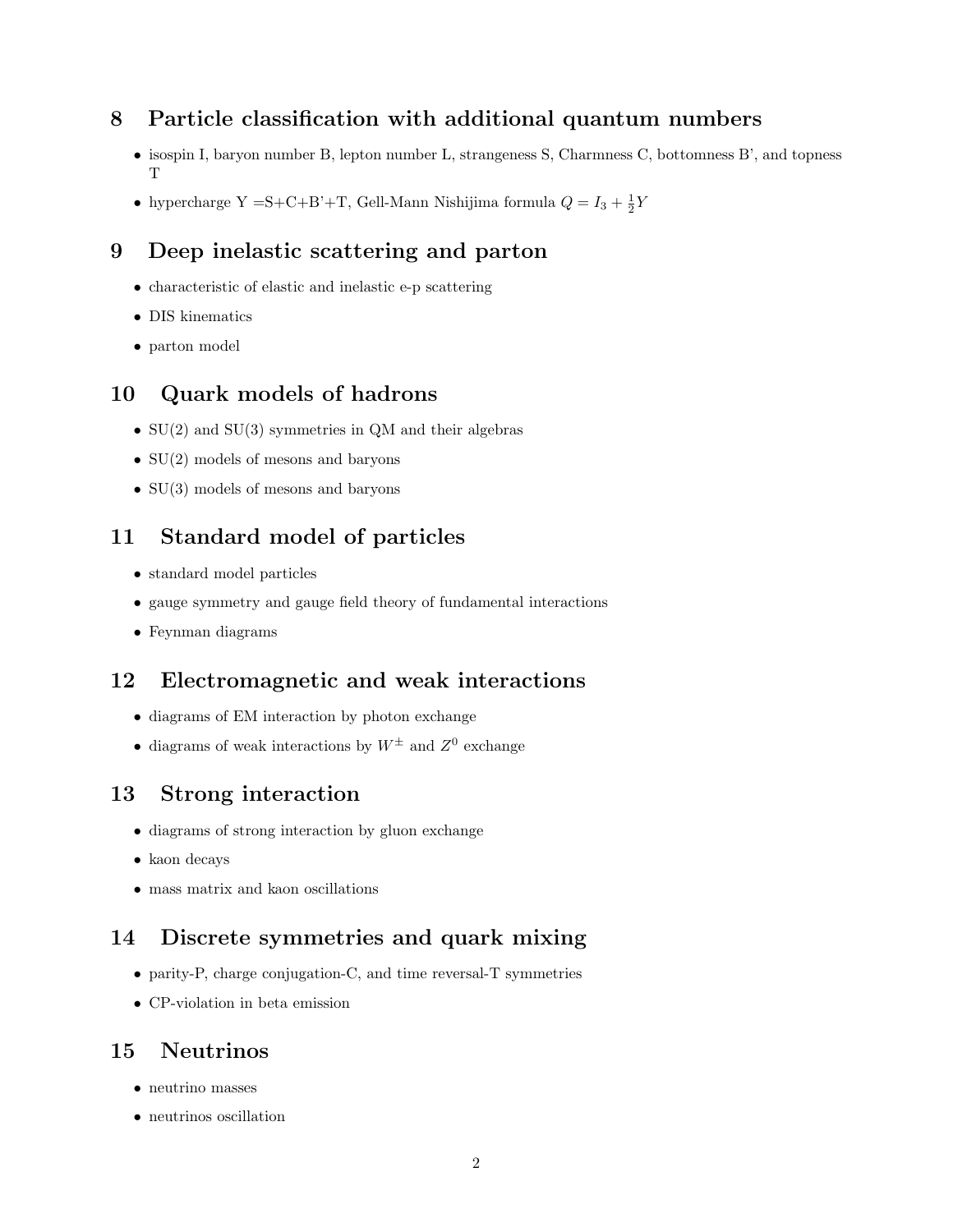## 8 Particle classification with additional quantum numbers

- isospin I, baryon number B, lepton number L, strangeness S, Charmness C, bottomness B', and topness T
- hypercharge Y =S+C+B'+T, Gell-Mann Nishijima formula $Q = I_3 + \frac{1}{2}Y$

## 9 Deep inelastic scattering and parton

- characteristic of elastic and inelastic e-p scattering
- DIS kinematics
- parton model

## 10 Quark models of hadrons

- SU(2) and SU(3) symmetries in QM and their algebras
- SU(2) models of mesons and baryons
- SU(3) models of mesons and baryons

## 11 Standard model of particles

- standard model particles
- gauge symmetry and gauge field theory of fundamental interactions
- Feynman diagrams

## 12 Electromagnetic and weak interactions

- diagrams of EM interaction by photon exchange
- diagrams of weak interactions by $W^{\pm}$ and $Z^0$ exchange

## 13 Strong interaction

- diagrams of strong interaction by gluon exchange
- kaon decays
- mass matrix and kaon oscillations

## 14 Discrete symmetries and quark mixing

- parity-P, charge conjugation-C, and time reversal-T symmetries
- CP-violation in beta emission

## 15 Neutrinos

- neutrino masses
- neutrinos oscillation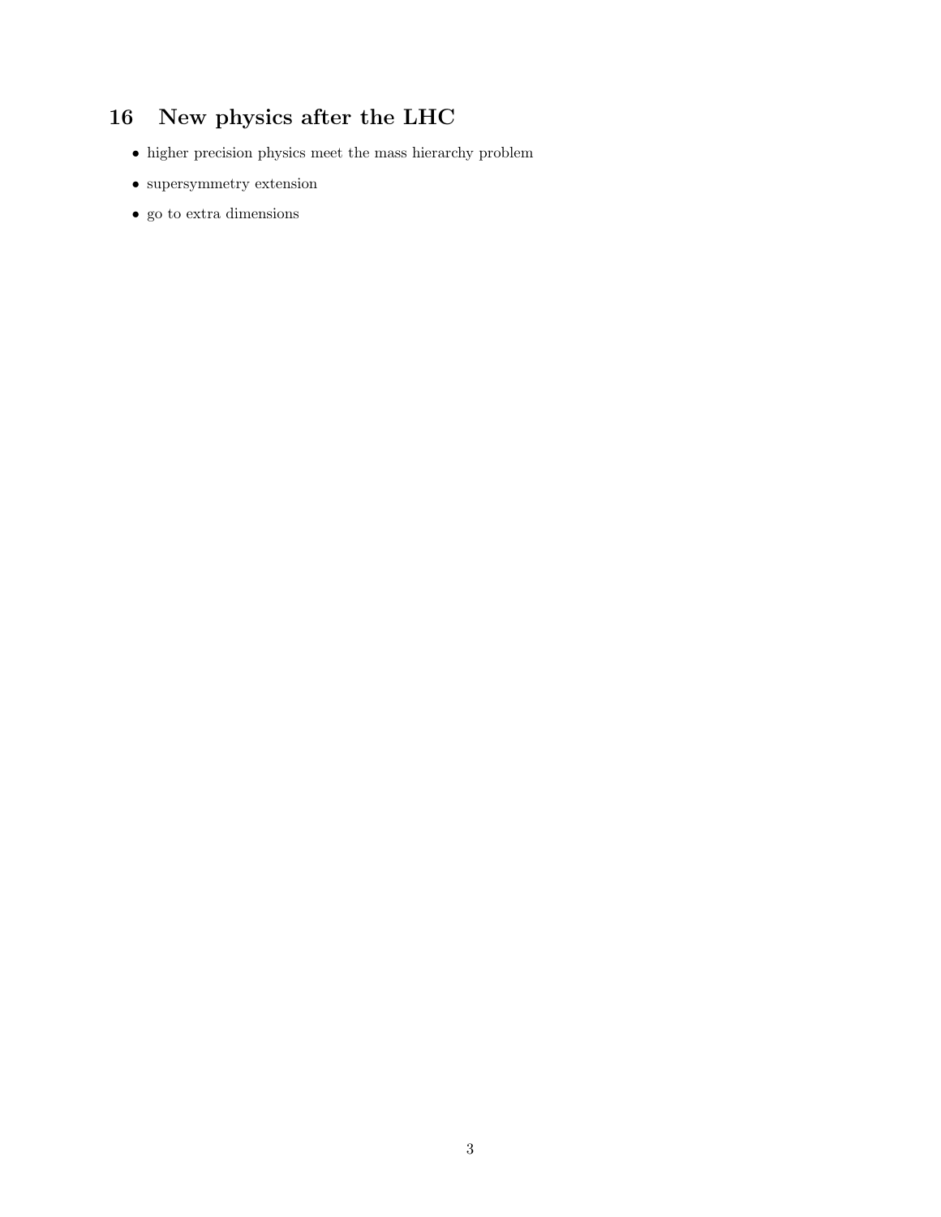## 16 New physics after the LHC

- higher precision physics meet the mass hierarchy problem
- supersymmetry extension
- go to extra dimensions